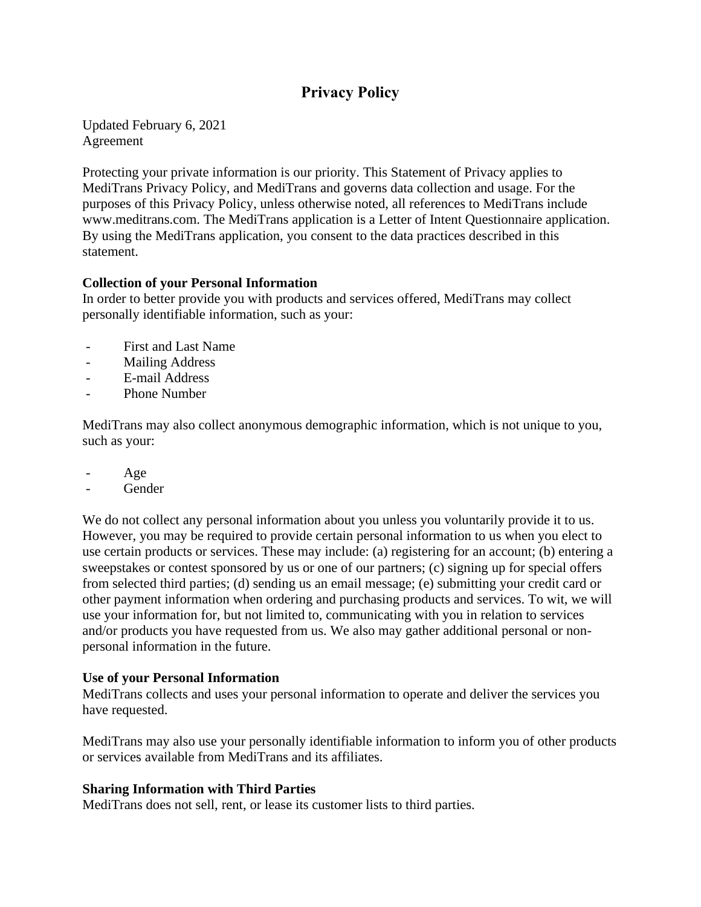# Privacy Policy

Updated February 6, 2021
Agreement

Protecting your private information is our priority. This Statement of Privacy applies to MediTrans Privacy Policy, and MediTrans and governs data collection and usage. For the purposes of this Privacy Policy, unless otherwise noted, all references to MediTrans include www.meditrans.com. The MediTrans application is a Letter of Intent Questionnaire application. By using the MediTrans application, you consent to the data practices described in this statement.

**Collection of your Personal Information**
In order to better provide you with products and services offered, MediTrans may collect personally identifiable information, such as your:

- First and Last Name
- Mailing Address
- E-mail Address
- Phone Number

MediTrans may also collect anonymous demographic information, which is not unique to you, such as your:

- Age
- Gender

We do not collect any personal information about you unless you voluntarily provide it to us. However, you may be required to provide certain personal information to us when you elect to use certain products or services. These may include: (a) registering for an account; (b) entering a sweepstakes or contest sponsored by us or one of our partners; (c) signing up for special offers from selected third parties; (d) sending us an email message; (e) submitting your credit card or other payment information when ordering and purchasing products and services. To wit, we will use your information for, but not limited to, communicating with you in relation to services and/or products you have requested from us. We also may gather additional personal or non-personal information in the future.

**Use of your Personal Information**
MediTrans collects and uses your personal information to operate and deliver the services you have requested.

MediTrans may also use your personally identifiable information to inform you of other products or services available from MediTrans and its affiliates.

**Sharing Information with Third Parties**
MediTrans does not sell, rent, or lease its customer lists to third parties.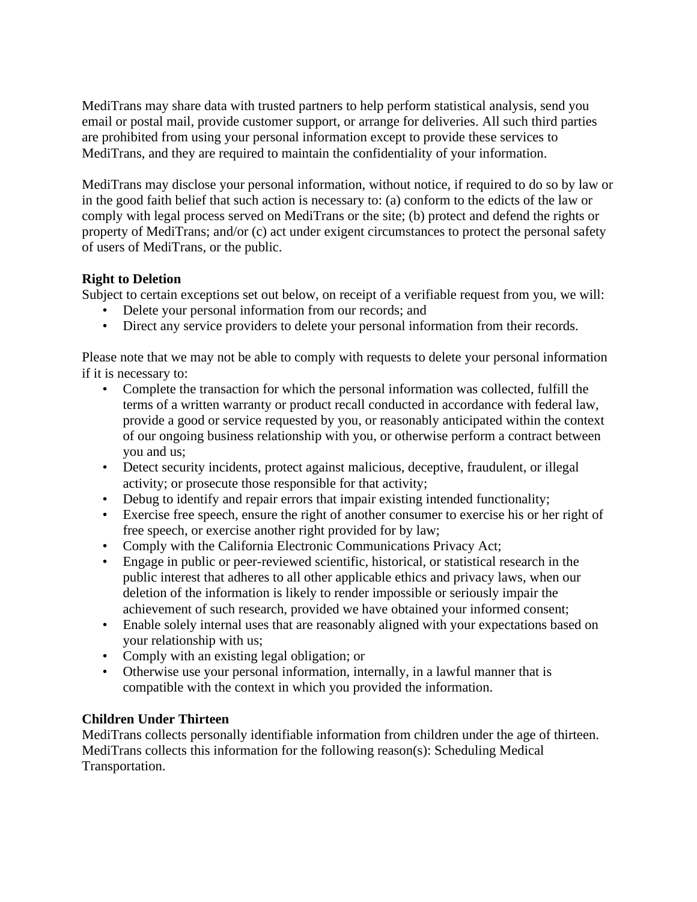MediTrans may share data with trusted partners to help perform statistical analysis, send you email or postal mail, provide customer support, or arrange for deliveries. All such third parties are prohibited from using your personal information except to provide these services to MediTrans, and they are required to maintain the confidentiality of your information.

MediTrans may disclose your personal information, without notice, if required to do so by law or in the good faith belief that such action is necessary to: (a) conform to the edicts of the law or comply with legal process served on MediTrans or the site; (b) protect and defend the rights or property of MediTrans; and/or (c) act under exigent circumstances to protect the personal safety of users of MediTrans, or the public.

**Right to Deletion**

Subject to certain exceptions set out below, on receipt of a verifiable request from you, we will:

- Delete your personal information from our records; and
- Direct any service providers to delete your personal information from their records.

Please note that we may not be able to comply with requests to delete your personal information if it is necessary to:

- Complete the transaction for which the personal information was collected, fulfill the terms of a written warranty or product recall conducted in accordance with federal law, provide a good or service requested by you, or reasonably anticipated within the context of our ongoing business relationship with you, or otherwise perform a contract between you and us;
- Detect security incidents, protect against malicious, deceptive, fraudulent, or illegal activity; or prosecute those responsible for that activity;
- Debug to identify and repair errors that impair existing intended functionality;
- Exercise free speech, ensure the right of another consumer to exercise his or her right of free speech, or exercise another right provided for by law;
- Comply with the California Electronic Communications Privacy Act;
- Engage in public or peer-reviewed scientific, historical, or statistical research in the public interest that adheres to all other applicable ethics and privacy laws, when our deletion of the information is likely to render impossible or seriously impair the achievement of such research, provided we have obtained your informed consent;
- Enable solely internal uses that are reasonably aligned with your expectations based on your relationship with us;
- Comply with an existing legal obligation; or
- Otherwise use your personal information, internally, in a lawful manner that is compatible with the context in which you provided the information.

**Children Under Thirteen**

MediTrans collects personally identifiable information from children under the age of thirteen. MediTrans collects this information for the following reason(s): Scheduling Medical Transportation.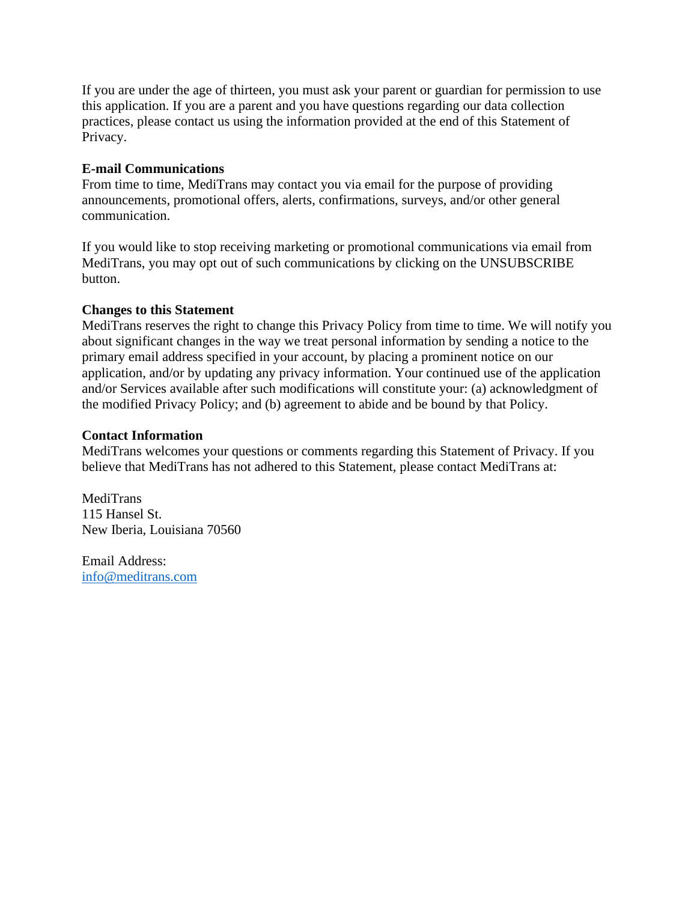If you are under the age of thirteen, you must ask your parent or guardian for permission to use this application. If you are a parent and you have questions regarding our data collection practices, please contact us using the information provided at the end of this Statement of Privacy.

**E-mail Communications**

From time to time, MediTrans may contact you via email for the purpose of providing announcements, promotional offers, alerts, confirmations, surveys, and/or other general communication.

If you would like to stop receiving marketing or promotional communications via email from MediTrans, you may opt out of such communications by clicking on the UNSUBSCRIBE button.

**Changes to this Statement**

MediTrans reserves the right to change this Privacy Policy from time to time. We will notify you about significant changes in the way we treat personal information by sending a notice to the primary email address specified in your account, by placing a prominent notice on our application, and/or by updating any privacy information. Your continued use of the application and/or Services available after such modifications will constitute your: (a) acknowledgment of the modified Privacy Policy; and (b) agreement to abide and be bound by that Policy.

**Contact Information**

MediTrans welcomes your questions or comments regarding this Statement of Privacy. If you believe that MediTrans has not adhered to this Statement, please contact MediTrans at:

MediTrans
115 Hansel St.
New Iberia, Louisiana 70560

Email Address:
info@meditrans.com